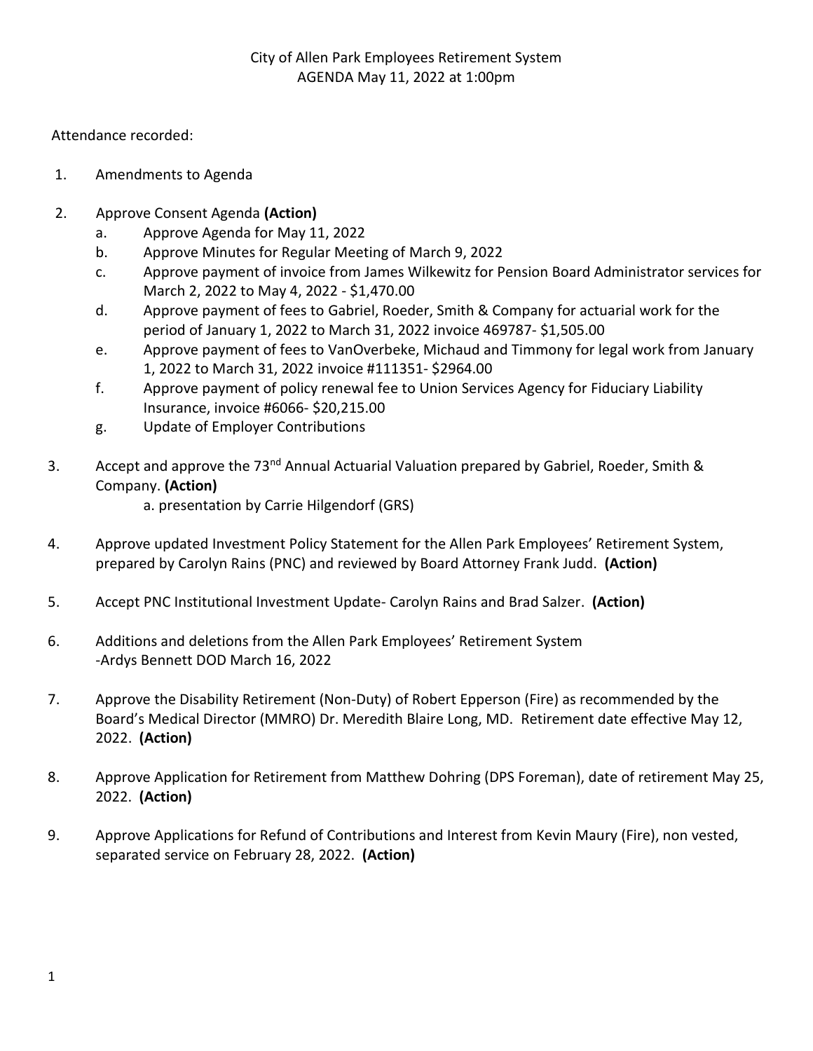City of Allen Park Employees Retirement System
AGENDA May 11, 2022 at 1:00pm

Attendance recorded:

1. Amendments to Agenda

2. Approve Consent Agenda **(Action)**
   a. Approve Agenda for May 11, 2022
   b. Approve Minutes for Regular Meeting of March 9, 2022
   c. Approve payment of invoice from James Wilkewitz for Pension Board Administrator services for March 2, 2022 to May 4, 2022 - $1,470.00
   d. Approve payment of fees to Gabriel, Roeder, Smith & Company for actuarial work for the period of January 1, 2022 to March 31, 2022 invoice 469787- $1,505.00
   e. Approve payment of fees to VanOverbeke, Michaud and Timmony for legal work from January 1, 2022 to March 31, 2022 invoice #111351- $2964.00
   f. Approve payment of policy renewal fee to Union Services Agency for Fiduciary Liability Insurance, invoice #6066- $20,215.00
   g. Update of Employer Contributions

3. Accept and approve the 73nd Annual Actuarial Valuation prepared by Gabriel, Roeder, Smith & Company. **(Action)**
   a. presentation by Carrie Hilgendorf (GRS)

4. Approve updated Investment Policy Statement for the Allen Park Employees' Retirement System, prepared by Carolyn Rains (PNC) and reviewed by Board Attorney Frank Judd. **(Action)**

5. Accept PNC Institutional Investment Update- Carolyn Rains and Brad Salzer. **(Action)**

6. Additions and deletions from the Allen Park Employees' Retirement System
   -Ardys Bennett DOD March 16, 2022

7. Approve the Disability Retirement (Non-Duty) of Robert Epperson (Fire) as recommended by the Board's Medical Director (MMRO) Dr. Meredith Blaire Long, MD. Retirement date effective May 12, 2022. **(Action)**

8. Approve Application for Retirement from Matthew Dohring (DPS Foreman), date of retirement May 25, 2022. **(Action)**

9. Approve Applications for Refund of Contributions and Interest from Kevin Maury (Fire), non vested, separated service on February 28, 2022. **(Action)**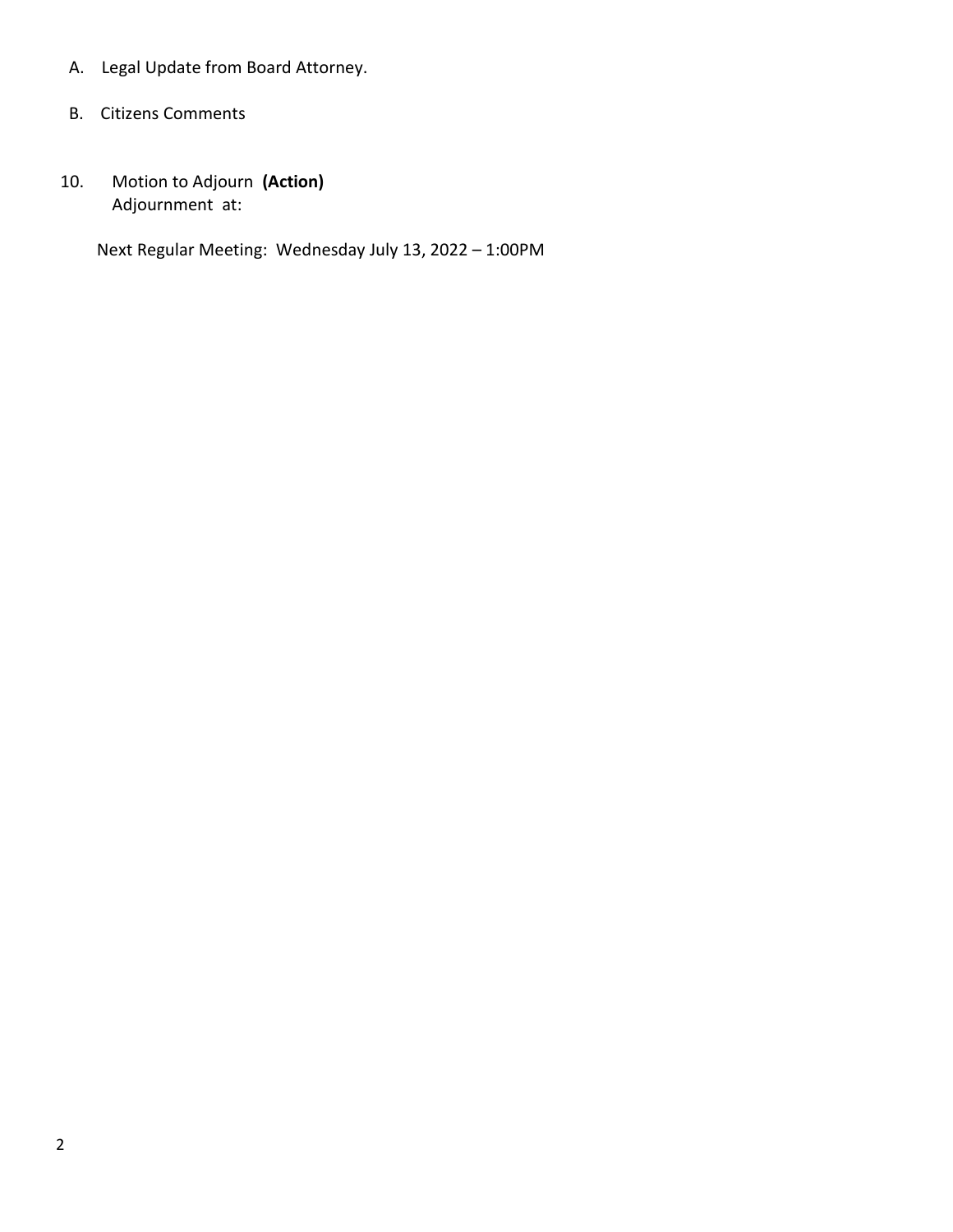A. Legal Update from Board Attorney.

B. Citizens Comments

10. Motion to Adjourn **(Action)**
    Adjournment at:

Next Regular Meeting: Wednesday July 13, 2022 – 1:00PM